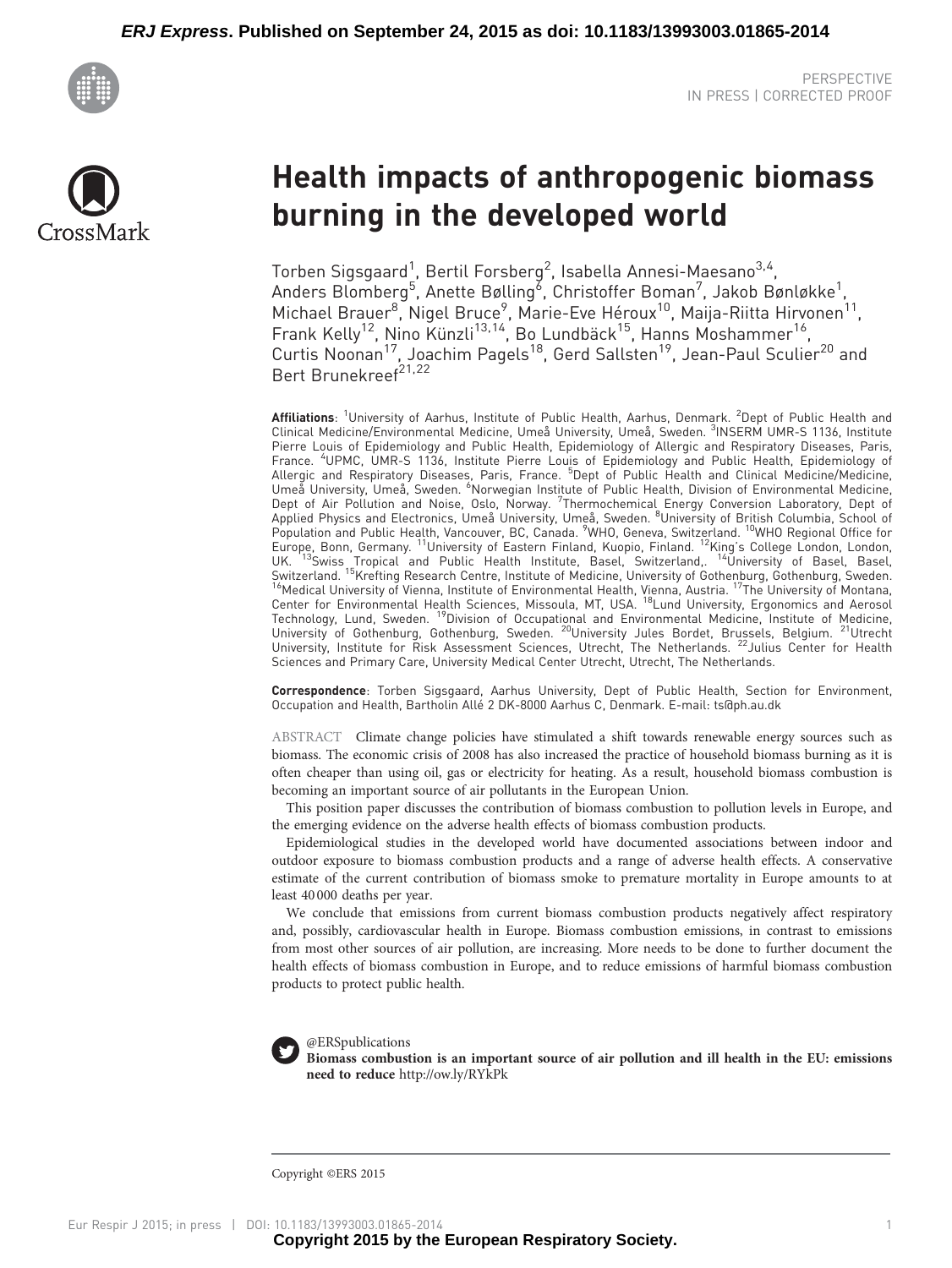PERSPECTIVE
IN PRESS | CORRECTED PROOF

# Health impacts of anthropogenic biomass burning in the developed world

Torben Sigsgaard[1], Bertil Forsberg[2], Isabella Annesi-Maesano[3,4], Anders Blomberg[5], Anette Bølling[6], Christoffer Boman[7], Jakob Bønløkke[1], Michael Brauer[8], Nigel Bruce[9], Marie-Eve Héroux[10], Maija-Riitta Hirvonen[11], Frank Kelly[12], Nino Künzli[13,14], Bo Lundbäck[15], Hanns Moshammer[16], Curtis Noonan[17], Joachim Pagels[18], Gerd Sallsten[19], Jean-Paul Sculier[20] and Bert Brunekreef[21,22]

**Affiliations**: [1]University of Aarhus, Institute of Public Health, Aarhus, Denmark. [2]Dept of Public Health and Clinical Medicine/Environmental Medicine, Umeå University, Umeå, Sweden. [3]INSERM UMR-S 1136, Institute Pierre Louis of Epidemiology and Public Health, Epidemiology of Allergic and Respiratory Diseases, Paris, France. [4]UPMC, UMR-S 1136, Institute Pierre Louis of Epidemiology and Public Health, Epidemiology of Allergic and Respiratory Diseases, Paris, France. [5]Dept of Public Health and Clinical Medicine/Medicine, Umeå University, Umeå, Sweden. [6]Norwegian Institute of Public Health, Division of Environmental Medicine, Dept of Air Pollution and Noise, Oslo, Norway. [7]Thermochemical Energy Conversion Laboratory, Dept of Applied Physics and Electronics, Umeå University, Umeå, Sweden. [8]University of British Columbia, School of Population and Public Health, Vancouver, BC, Canada. [9]WHO, Geneva, Switzerland. [10]WHO Regional Office for Europe, Bonn, Germany. [11]University of Eastern Finland, Kuopio, Finland. [12]King's College London, London, UK. [13]Swiss Tropical and Public Health Institute, Basel, Switzerland,. [14]University of Basel, Basel, Switzerland. [15]Krefting Research Centre, Institute of Medicine, University of Gothenburg, Gothenburg, Sweden. [16]Medical University of Vienna, Institute of Environmental Health, Vienna, Austria. [17]The University of Montana, Center for Environmental Health Sciences, Missoula, MT, USA. [18]Lund University, Ergonomics and Aerosol Technology, Lund, Sweden. [19]Division of Occupational and Environmental Medicine, Institute of Medicine, University of Gothenburg, Gothenburg, Sweden. [20]University Jules Bordet, Brussels, Belgium. [21]Utrecht University, Institute for Risk Assessment Sciences, Utrecht, The Netherlands. [22]Julius Center for Health Sciences and Primary Care, University Medical Center Utrecht, Utrecht, The Netherlands.

**Correspondence**: Torben Sigsgaard, Aarhus University, Dept of Public Health, Section for Environment, Occupation and Health, Bartholin Allé 2 DK-8000 Aarhus C, Denmark. E-mail: ts@ph.au.dk

ABSTRACT Climate change policies have stimulated a shift towards renewable energy sources such as biomass. The economic crisis of 2008 has also increased the practice of household biomass burning as it is often cheaper than using oil, gas or electricity for heating. As a result, household biomass combustion is becoming an important source of air pollutants in the European Union.

This position paper discusses the contribution of biomass combustion to pollution levels in Europe, and the emerging evidence on the adverse health effects of biomass combustion products.

Epidemiological studies in the developed world have documented associations between indoor and outdoor exposure to biomass combustion products and a range of adverse health effects. A conservative estimate of the current contribution of biomass smoke to premature mortality in Europe amounts to at least 40 000 deaths per year.

We conclude that emissions from current biomass combustion products negatively affect respiratory and, possibly, cardiovascular health in Europe. Biomass combustion emissions, in contrast to emissions from most other sources of air pollution, are increasing. More needs to be done to further document the health effects of biomass combustion in Europe, and to reduce emissions of harmful biomass combustion products to protect public health.

@ERSpublications
**Biomass combustion is an important source of air pollution and ill health in the EU: emissions need to reduce** http://ow.ly/RYkPk

Copyright ©ERS 2015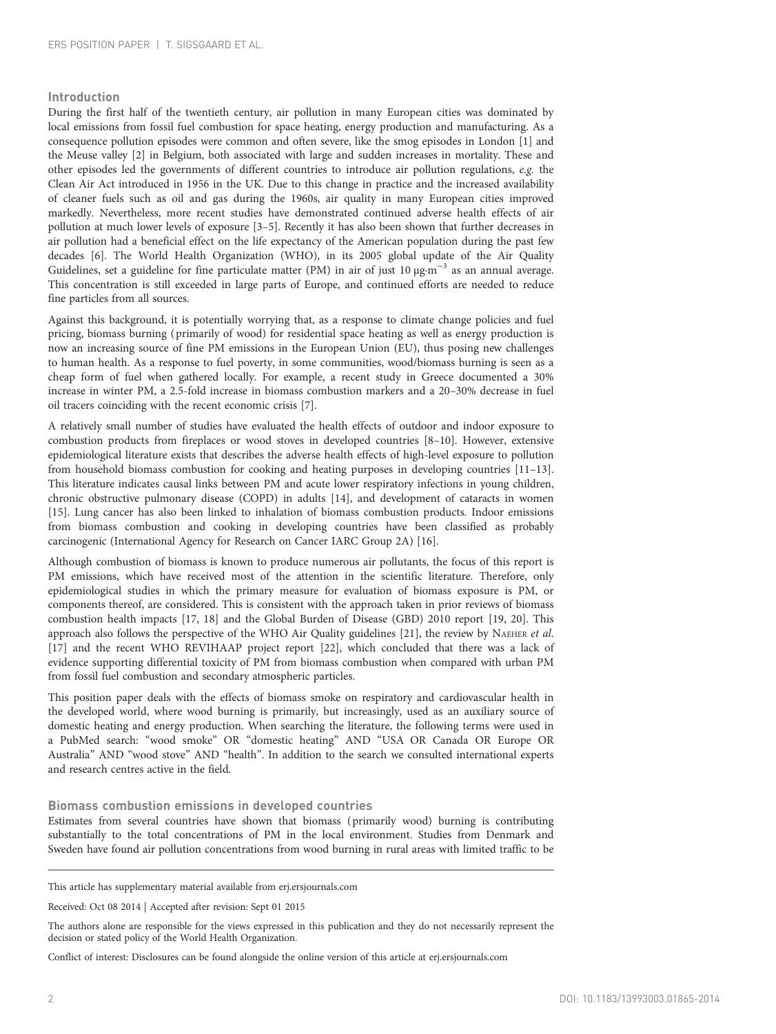## Introduction

During the first half of the twentieth century, air pollution in many European cities was dominated by local emissions from fossil fuel combustion for space heating, energy production and manufacturing. As a consequence pollution episodes were common and often severe, like the smog episodes in London [1] and the Meuse valley [2] in Belgium, both associated with large and sudden increases in mortality. These and other episodes led the governments of different countries to introduce air pollution regulations, *e.g.* the Clean Air Act introduced in 1956 in the UK. Due to this change in practice and the increased availability of cleaner fuels such as oil and gas during the 1960s, air quality in many European cities improved markedly. Nevertheless, more recent studies have demonstrated continued adverse health effects of air pollution at much lower levels of exposure [3–5]. Recently it has also been shown that further decreases in air pollution had a beneficial effect on the life expectancy of the American population during the past few decades [6]. The World Health Organization (WHO), in its 2005 global update of the Air Quality Guidelines, set a guideline for fine particulate matter (PM) in air of just 10 $\mu g \cdot m^{-3}$ as an annual average. This concentration is still exceeded in large parts of Europe, and continued efforts are needed to reduce fine particles from all sources.

Against this background, it is potentially worrying that, as a response to climate change policies and fuel pricing, biomass burning (primarily of wood) for residential space heating as well as energy production is now an increasing source of fine PM emissions in the European Union (EU), thus posing new challenges to human health. As a response to fuel poverty, in some communities, wood/biomass burning is seen as a cheap form of fuel when gathered locally. For example, a recent study in Greece documented a 30% increase in winter PM, a 2.5-fold increase in biomass combustion markers and a 20–30% decrease in fuel oil tracers coinciding with the recent economic crisis [7].

A relatively small number of studies have evaluated the health effects of outdoor and indoor exposure to combustion products from fireplaces or wood stoves in developed countries [8–10]. However, extensive epidemiological literature exists that describes the adverse health effects of high-level exposure to pollution from household biomass combustion for cooking and heating purposes in developing countries [11–13]. This literature indicates causal links between PM and acute lower respiratory infections in young children, chronic obstructive pulmonary disease (COPD) in adults [14], and development of cataracts in women [15]. Lung cancer has also been linked to inhalation of biomass combustion products. Indoor emissions from biomass combustion and cooking in developing countries have been classified as probably carcinogenic (International Agency for Research on Cancer IARC Group 2A) [16].

Although combustion of biomass is known to produce numerous air pollutants, the focus of this report is PM emissions, which have received most of the attention in the scientific literature. Therefore, only epidemiological studies in which the primary measure for evaluation of biomass exposure is PM, or components thereof, are considered. This is consistent with the approach taken in prior reviews of biomass combustion health impacts [17, 18] and the Global Burden of Disease (GBD) 2010 report [19, 20]. This approach also follows the perspective of the WHO Air Quality guidelines [21], the review by Naeher *et al.* [17] and the recent WHO REVIHAAP project report [22], which concluded that there was a lack of evidence supporting differential toxicity of PM from biomass combustion when compared with urban PM from fossil fuel combustion and secondary atmospheric particles.

This position paper deals with the effects of biomass smoke on respiratory and cardiovascular health in the developed world, where wood burning is primarily, but increasingly, used as an auxiliary source of domestic heating and energy production. When searching the literature, the following terms were used in a PubMed search: "wood smoke" OR "domestic heating" AND "USA OR Canada OR Europe OR Australia" AND "wood stove" AND "health". In addition to the search we consulted international experts and research centres active in the field.

## Biomass combustion emissions in developed countries

Estimates from several countries have shown that biomass (primarily wood) burning is contributing substantially to the total concentrations of PM in the local environment. Studies from Denmark and Sweden have found air pollution concentrations from wood burning in rural areas with limited traffic to be

---

This article has supplementary material available from erj.ersjournals.com

Received: Oct 08 2014 | Accepted after revision: Sept 01 2015

The authors alone are responsible for the views expressed in this publication and they do not necessarily represent the decision or stated policy of the World Health Organization.

Conflict of interest: Disclosures can be found alongside the online version of this article at erj.ersjournals.com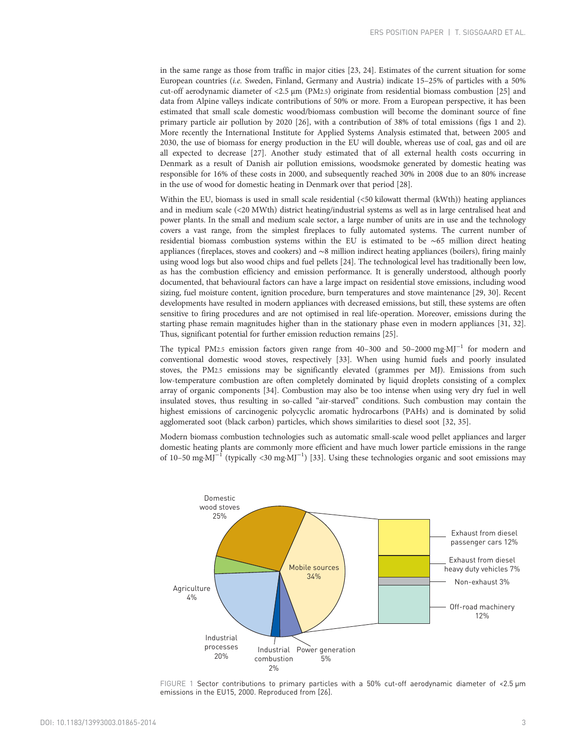in the same range as those from traffic in major cities [23, 24]. Estimates of the current situation for some European countries (*i.e.* Sweden, Finland, Germany and Austria) indicate 15–25% of particles with a 50% cut-off aerodynamic diameter of <2.5 µm ($PM_{2.5}$) originate from residential biomass combustion [25] and data from Alpine valleys indicate contributions of 50% or more. From a European perspective, it has been estimated that small scale domestic wood/biomass combustion will become the dominant source of fine primary particle air pollution by 2020 [26], with a contribution of 38% of total emissions (figs 1 and 2). More recently the International Institute for Applied Systems Analysis estimated that, between 2005 and 2030, the use of biomass for energy production in the EU will double, whereas use of coal, gas and oil are all expected to decrease [27]. Another study estimated that of all external health costs occurring in Denmark as a result of Danish air pollution emissions, woodsmoke generated by domestic heating was responsible for 16% of these costs in 2000, and subsequently reached 30% in 2008 due to an 80% increase in the use of wood for domestic heating in Denmark over that period [28].

Within the EU, biomass is used in small scale residential (<50 kilowatt thermal (kWth)) heating appliances and in medium scale (<20 MWth) district heating/industrial systems as well as in large centralised heat and power plants. In the small and medium scale sector, a large number of units are in use and the technology covers a vast range, from the simplest fireplaces to fully automated systems. The current number of residential biomass combustion systems within the EU is estimated to be ∼65 million direct heating appliances (fireplaces, stoves and cookers) and ∼8 million indirect heating appliances (boilers), firing mainly using wood logs but also wood chips and fuel pellets [24]. The technological level has traditionally been low, as has the combustion efficiency and emission performance. It is generally understood, although poorly documented, that behavioural factors can have a large impact on residential stove emissions, including wood sizing, fuel moisture content, ignition procedure, burn temperatures and stove maintenance [29, 30]. Recent developments have resulted in modern appliances with decreased emissions, but still, these systems are often sensitive to firing procedures and are not optimised in real life-operation. Moreover, emissions during the starting phase remain magnitudes higher than in the stationary phase even in modern appliances [31, 32]. Thus, significant potential for further emission reduction remains [25].

The typical $PM_{2.5}$ emission factors given range from 40–300 and 50–2000 $mg \cdot MJ^{-1}$ for modern and conventional domestic wood stoves, respectively [33]. When using humid fuels and poorly insulated stoves, the $PM_{2.5}$ emissions may be significantly elevated (grammes per MJ). Emissions from such low-temperature combustion are often completely dominated by liquid droplets consisting of a complex array of organic components [34]. Combustion may also be too intense when using very dry fuel in well insulated stoves, thus resulting in so-called "air-starved" conditions. Such combustion may contain the highest emissions of carcinogenic polycyclic aromatic hydrocarbons (PAHs) and is dominated by solid agglomerated soot (black carbon) particles, which shows similarities to diesel soot [32, 35].

Modern biomass combustion technologies such as automatic small-scale wood pellet appliances and larger domestic heating plants are commonly more efficient and have much lower particle emissions in the range of 10–50 $mg \cdot MJ^{-1}$ (typically <30 $mg \cdot MJ^{-1}$) [33]. Using these technologies organic and soot emissions may

Domestic wood stoves 25%
Mobile sources 34%
Agriculture 4%
Industrial processes 20%
Industrial combustion 2%
Power generation 5%
Exhaust from diesel passenger cars 12%
Exhaust from diesel heavy duty vehicles 7%
Non-exhaust 3%
Off-road machinery 12%

FIGURE 1 Sector contributions to primary particles with a 50% cut-off aerodynamic diameter of <2.5 µm emissions in the EU15, 2000. Reproduced from [26].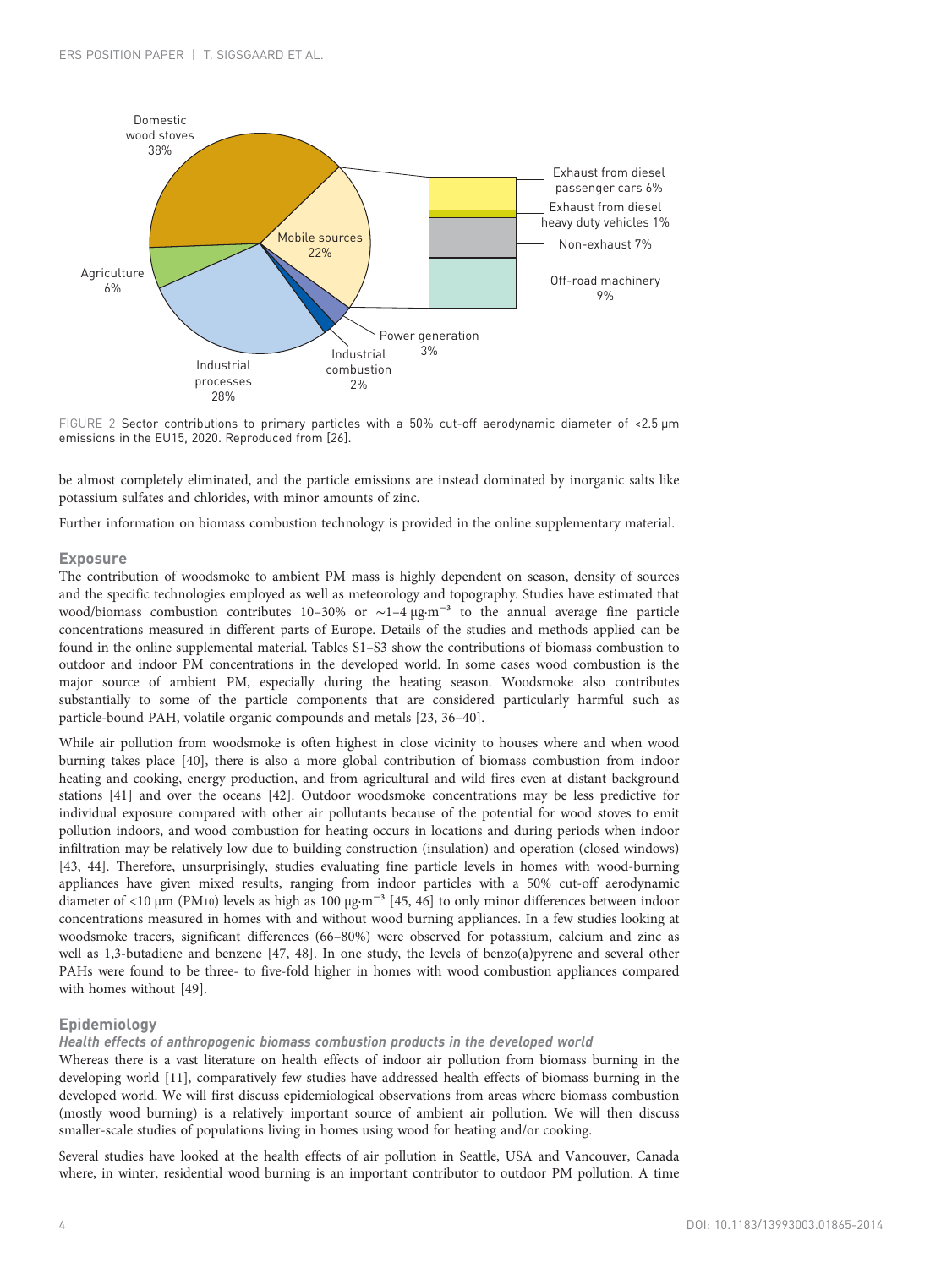Domestic wood stoves 38%

Agriculture 6%

Mobile sources 22%

Exhaust from diesel passenger cars 6%

Exhaust from diesel heavy duty vehicles 1%

Non-exhaust 7%

Off-road machinery 9%

Power generation 3%

Industrial combustion 2%

Industrial processes 28%

FIGURE 2 Sector contributions to primary particles with a 50% cut-off aerodynamic diameter of <2.5 µm emissions in the EU15, 2020. Reproduced from [26].

be almost completely eliminated, and the particle emissions are instead dominated by inorganic salts like potassium sulfates and chlorides, with minor amounts of zinc.

Further information on biomass combustion technology is provided in the online supplementary material.

## Exposure

The contribution of woodsmoke to ambient PM mass is highly dependent on season, density of sources and the specific technologies employed as well as meteorology and topography. Studies have estimated that wood/biomass combustion contributes 10–30% or ∼1–4 µg·m−3 to the annual average fine particle concentrations measured in different parts of Europe. Details of the studies and methods applied can be found in the online supplemental material. Tables S1–S3 show the contributions of biomass combustion to outdoor and indoor PM concentrations in the developed world. In some cases wood combustion is the major source of ambient PM, especially during the heating season. Woodsmoke also contributes substantially to some of the particle components that are considered particularly harmful such as particle-bound PAH, volatile organic compounds and metals [23, 36–40].

While air pollution from woodsmoke is often highest in close vicinity to houses where and when wood burning takes place [40], there is also a more global contribution of biomass combustion from indoor heating and cooking, energy production, and from agricultural and wild fires even at distant background stations [41] and over the oceans [42]. Outdoor woodsmoke concentrations may be less predictive for individual exposure compared with other air pollutants because of the potential for wood stoves to emit pollution indoors, and wood combustion for heating occurs in locations and during periods when indoor infiltration may be relatively low due to building construction (insulation) and operation (closed windows) [43, 44]. Therefore, unsurprisingly, studies evaluating fine particle levels in homes with wood-burning appliances have given mixed results, ranging from indoor particles with a 50% cut-off aerodynamic diameter of <10 µm ($PM_{10}$) levels as high as 100 µg·m−3 [45, 46] to only minor differences between indoor concentrations measured in homes with and without wood burning appliances. In a few studies looking at woodsmoke tracers, significant differences (66–80%) were observed for potassium, calcium and zinc as well as 1,3-butadiene and benzene [47, 48]. In one study, the levels of benzo(a)pyrene and several other PAHs were found to be three- to five-fold higher in homes with wood combustion appliances compared with homes without [49].

## Epidemiology

### *Health effects of anthropogenic biomass combustion products in the developed world*

Whereas there is a vast literature on health effects of indoor air pollution from biomass burning in the developing world [11], comparatively few studies have addressed health effects of biomass burning in the developed world. We will first discuss epidemiological observations from areas where biomass combustion (mostly wood burning) is a relatively important source of ambient air pollution. We will then discuss smaller-scale studies of populations living in homes using wood for heating and/or cooking.

Several studies have looked at the health effects of air pollution in Seattle, USA and Vancouver, Canada where, in winter, residential wood burning is an important contributor to outdoor PM pollution. A time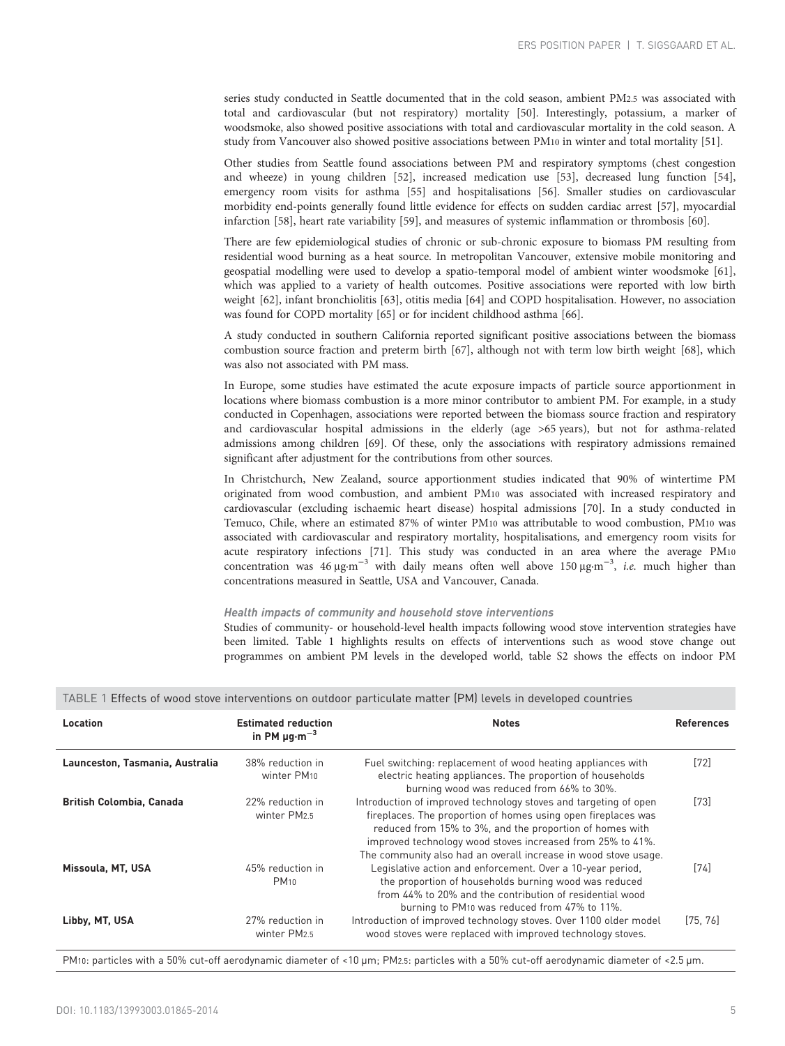series study conducted in Seattle documented that in the cold season, ambient $PM_{2.5}$ was associated with total and cardiovascular (but not respiratory) mortality [50]. Interestingly, potassium, a marker of woodsmoke, also showed positive associations with total and cardiovascular mortality in the cold season. A study from Vancouver also showed positive associations between $PM_{10}$ in winter and total mortality [51].

Other studies from Seattle found associations between PM and respiratory symptoms (chest congestion and wheeze) in young children [52], increased medication use [53], decreased lung function [54], emergency room visits for asthma [55] and hospitalisations [56]. Smaller studies on cardiovascular morbidity end-points generally found little evidence for effects on sudden cardiac arrest [57], myocardial infarction [58], heart rate variability [59], and measures of systemic inflammation or thrombosis [60].

There are few epidemiological studies of chronic or sub-chronic exposure to biomass PM resulting from residential wood burning as a heat source. In metropolitan Vancouver, extensive mobile monitoring and geospatial modelling were used to develop a spatio-temporal model of ambient winter woodsmoke [61], which was applied to a variety of health outcomes. Positive associations were reported with low birth weight [62], infant bronchiolitis [63], otitis media [64] and COPD hospitalisation. However, no association was found for COPD mortality [65] or for incident childhood asthma [66].

A study conducted in southern California reported significant positive associations between the biomass combustion source fraction and preterm birth [67], although not with term low birth weight [68], which was also not associated with PM mass.

In Europe, some studies have estimated the acute exposure impacts of particle source apportionment in locations where biomass combustion is a more minor contributor to ambient PM. For example, in a study conducted in Copenhagen, associations were reported between the biomass source fraction and respiratory and cardiovascular hospital admissions in the elderly (age >65 years), but not for asthma-related admissions among children [69]. Of these, only the associations with respiratory admissions remained significant after adjustment for the contributions from other sources.

In Christchurch, New Zealand, source apportionment studies indicated that 90% of wintertime PM originated from wood combustion, and ambient $PM_{10}$ was associated with increased respiratory and cardiovascular (excluding ischaemic heart disease) hospital admissions [70]. In a study conducted in Temuco, Chile, where an estimated 87% of winter $PM_{10}$ was attributable to wood combustion, $PM_{10}$ was associated with cardiovascular and respiratory mortality, hospitalisations, and emergency room visits for acute respiratory infections [71]. This study was conducted in an area where the average $PM_{10}$ concentration was 46 $\mu g \cdot m^{-3}$ with daily means often well above 150 $\mu g \cdot m^{-3}$, *i.e.* much higher than concentrations measured in Seattle, USA and Vancouver, Canada.

#### *Health impacts of community and household stove interventions*

Studies of community- or household-level health impacts following wood stove intervention strategies have been limited. Table 1 highlights results on effects of interventions such as wood stove change out programmes on ambient PM levels in the developed world, table S2 shows the effects on indoor PM

TABLE 1 Effects of wood stove interventions on outdoor particulate matter (PM) levels in developed countries

| Location | Estimated reduction in PM $\mu g \cdot m^{-3}$ | Notes | References |
|---|---|---|---|
| **Launceston, Tasmania, Australia** | 38% reduction in winter $PM_{10}$ | Fuel switching: replacement of wood heating appliances with electric heating appliances. The proportion of households burning wood was reduced from 66% to 30%. | [72] |
| **British Colombia, Canada** | 22% reduction in winter $PM_{2.5}$ | Introduction of improved technology stoves and targeting of open fireplaces. The proportion of homes using open fireplaces was reduced from 15% to 3%, and the proportion of homes with improved technology wood stoves increased from 25% to 41%. The community also had an overall increase in wood stove usage. | [73] |
| **Missoula, MT, USA** | 45% reduction in $PM_{10}$ | Legislative action and enforcement. Over a 10-year period, the proportion of households burning wood was reduced from 44% to 20% and the contribution of residential wood burning to $PM_{10}$ was reduced from 47% to 11%. | [74] |
| **Libby, MT, USA** | 27% reduction in winter $PM_{2.5}$ | Introduction of improved technology stoves. Over 1100 older model wood stoves were replaced with improved technology stoves. | [75, 76] |

$PM_{10}$: particles with a 50% cut-off aerodynamic diameter of <10 μm; $PM_{2.5}$: particles with a 50% cut-off aerodynamic diameter of <2.5 μm.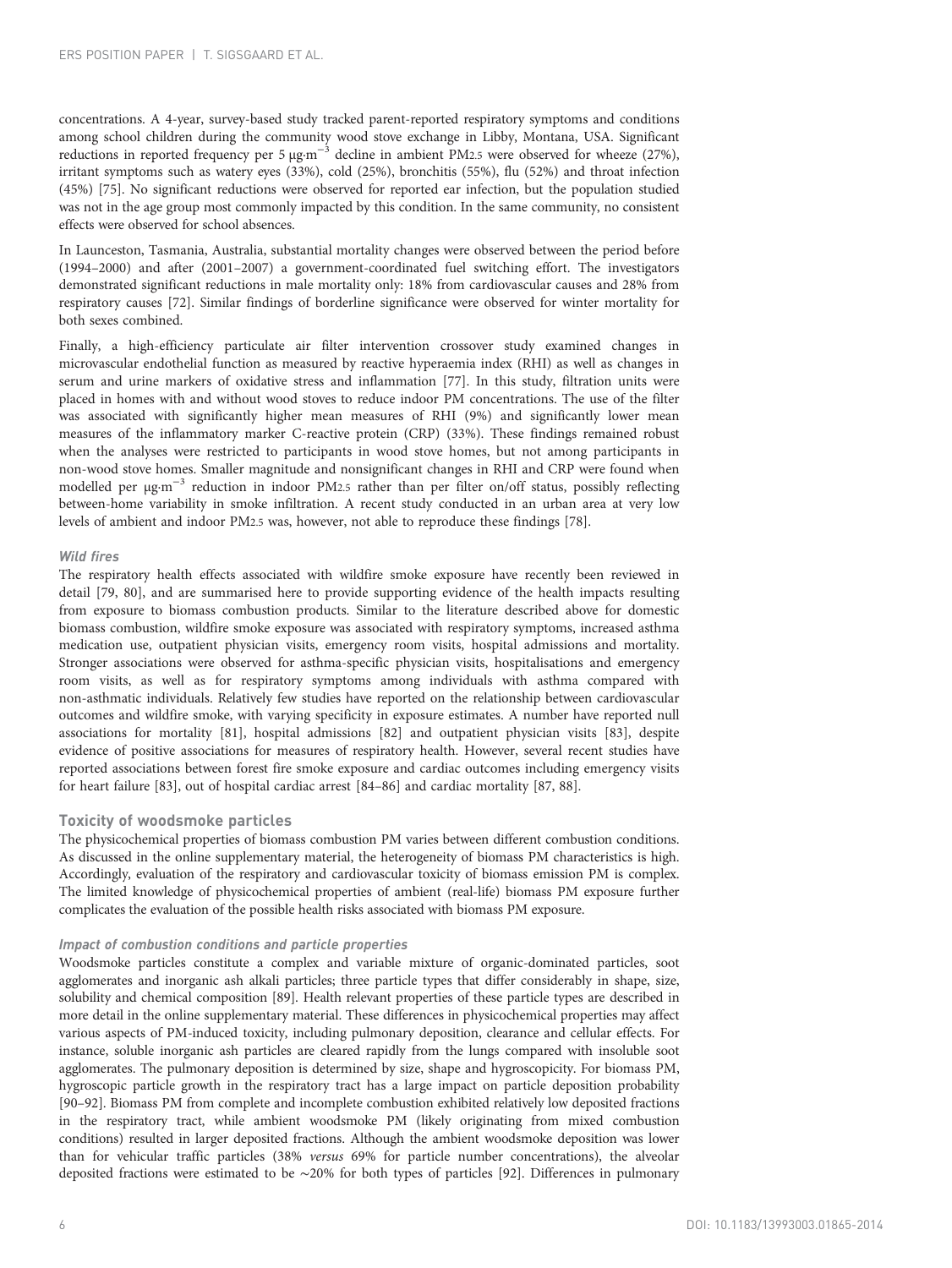concentrations. A 4-year, survey-based study tracked parent-reported respiratory symptoms and conditions among school children during the community wood stove exchange in Libby, Montana, USA. Significant reductions in reported frequency per 5 $\mu g \cdot m^{-3}$ decline in ambient $PM_{2.5}$ were observed for wheeze (27%), irritant symptoms such as watery eyes (33%), cold (25%), bronchitis (55%), flu (52%) and throat infection (45%) [75]. No significant reductions were observed for reported ear infection, but the population studied was not in the age group most commonly impacted by this condition. In the same community, no consistent effects were observed for school absences.

In Launceston, Tasmania, Australia, substantial mortality changes were observed between the period before (1994–2000) and after (2001–2007) a government-coordinated fuel switching effort. The investigators demonstrated significant reductions in male mortality only: 18% from cardiovascular causes and 28% from respiratory causes [72]. Similar findings of borderline significance were observed for winter mortality for both sexes combined.

Finally, a high-efficiency particulate air filter intervention crossover study examined changes in microvascular endothelial function as measured by reactive hyperaemia index (RHI) as well as changes in serum and urine markers of oxidative stress and inflammation [77]. In this study, filtration units were placed in homes with and without wood stoves to reduce indoor PM concentrations. The use of the filter was associated with significantly higher mean measures of RHI (9%) and significantly lower mean measures of the inflammatory marker C-reactive protein (CRP) (33%). These findings remained robust when the analyses were restricted to participants in wood stove homes, but not among participants in non-wood stove homes. Smaller magnitude and nonsignificant changes in RHI and CRP were found when modelled per $\mu g \cdot m^{-3}$ reduction in indoor $PM_{2.5}$ rather than per filter on/off status, possibly reflecting between-home variability in smoke infiltration. A recent study conducted in an urban area at very low levels of ambient and indoor $PM_{2.5}$ was, however, not able to reproduce these findings [78].

#### *Wild fires*

The respiratory health effects associated with wildfire smoke exposure have recently been reviewed in detail [79, 80], and are summarised here to provide supporting evidence of the health impacts resulting from exposure to biomass combustion products. Similar to the literature described above for domestic biomass combustion, wildfire smoke exposure was associated with respiratory symptoms, increased asthma medication use, outpatient physician visits, emergency room visits, hospital admissions and mortality. Stronger associations were observed for asthma-specific physician visits, hospitalisations and emergency room visits, as well as for respiratory symptoms among individuals with asthma compared with non-asthmatic individuals. Relatively few studies have reported on the relationship between cardiovascular outcomes and wildfire smoke, with varying specificity in exposure estimates. A number have reported null associations for mortality [81], hospital admissions [82] and outpatient physician visits [83], despite evidence of positive associations for measures of respiratory health. However, several recent studies have reported associations between forest fire smoke exposure and cardiac outcomes including emergency visits for heart failure [83], out of hospital cardiac arrest [84–86] and cardiac mortality [87, 88].

### Toxicity of woodsmoke particles

The physicochemical properties of biomass combustion PM varies between different combustion conditions. As discussed in the online supplementary material, the heterogeneity of biomass PM characteristics is high. Accordingly, evaluation of the respiratory and cardiovascular toxicity of biomass emission PM is complex. The limited knowledge of physicochemical properties of ambient (real-life) biomass PM exposure further complicates the evaluation of the possible health risks associated with biomass PM exposure.

#### *Impact of combustion conditions and particle properties*

Woodsmoke particles constitute a complex and variable mixture of organic-dominated particles, soot agglomerates and inorganic ash alkali particles; three particle types that differ considerably in shape, size, solubility and chemical composition [89]. Health relevant properties of these particle types are described in more detail in the online supplementary material. These differences in physicochemical properties may affect various aspects of PM-induced toxicity, including pulmonary deposition, clearance and cellular effects. For instance, soluble inorganic ash particles are cleared rapidly from the lungs compared with insoluble soot agglomerates. The pulmonary deposition is determined by size, shape and hygroscopicity. For biomass PM, hygroscopic particle growth in the respiratory tract has a large impact on particle deposition probability [90–92]. Biomass PM from complete and incomplete combustion exhibited relatively low deposited fractions in the respiratory tract, while ambient woodsmoke PM (likely originating from mixed combustion conditions) resulted in larger deposited fractions. Although the ambient woodsmoke deposition was lower than for vehicular traffic particles (38% *versus* 69% for particle number concentrations), the alveolar deposited fractions were estimated to be ~20% for both types of particles [92]. Differences in pulmonary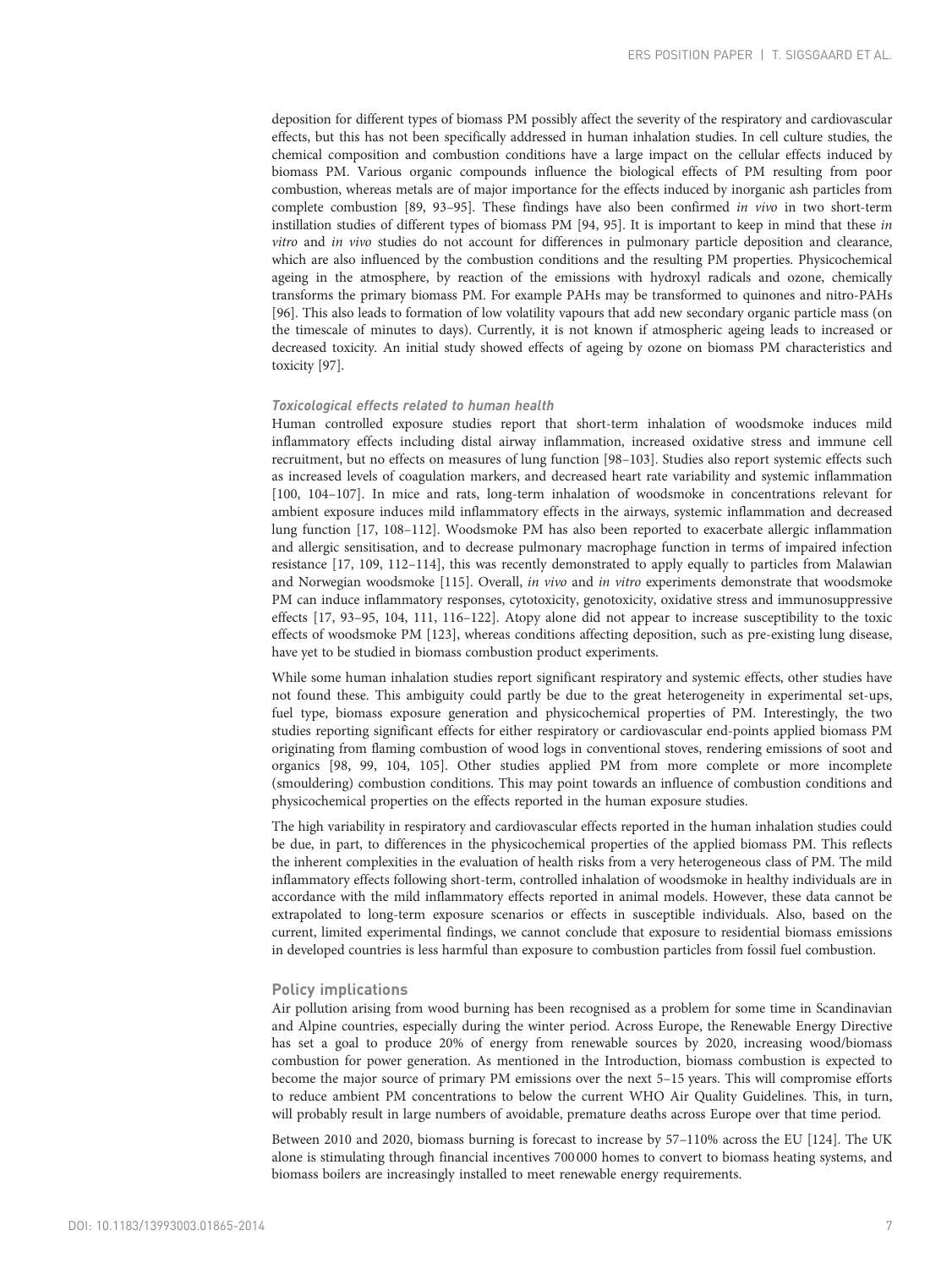deposition for different types of biomass PM possibly affect the severity of the respiratory and cardiovascular effects, but this has not been specifically addressed in human inhalation studies. In cell culture studies, the chemical composition and combustion conditions have a large impact on the cellular effects induced by biomass PM. Various organic compounds influence the biological effects of PM resulting from poor combustion, whereas metals are of major importance for the effects induced by inorganic ash particles from complete combustion [89, 93–95]. These findings have also been confirmed *in vivo* in two short-term instillation studies of different types of biomass PM [94, 95]. It is important to keep in mind that these *in vitro* and *in vivo* studies do not account for differences in pulmonary particle deposition and clearance, which are also influenced by the combustion conditions and the resulting PM properties. Physicochemical ageing in the atmosphere, by reaction of the emissions with hydroxyl radicals and ozone, chemically transforms the primary biomass PM. For example PAHs may be transformed to quinones and nitro-PAHs [96]. This also leads to formation of low volatility vapours that add new secondary organic particle mass (on the timescale of minutes to days). Currently, it is not known if atmospheric ageing leads to increased or decreased toxicity. An initial study showed effects of ageing by ozone on biomass PM characteristics and toxicity [97].

#### *Toxicological effects related to human health*

Human controlled exposure studies report that short-term inhalation of woodsmoke induces mild inflammatory effects including distal airway inflammation, increased oxidative stress and immune cell recruitment, but no effects on measures of lung function [98–103]. Studies also report systemic effects such as increased levels of coagulation markers, and decreased heart rate variability and systemic inflammation [100, 104–107]. In mice and rats, long-term inhalation of woodsmoke in concentrations relevant for ambient exposure induces mild inflammatory effects in the airways, systemic inflammation and decreased lung function [17, 108–112]. Woodsmoke PM has also been reported to exacerbate allergic inflammation and allergic sensitisation, and to decrease pulmonary macrophage function in terms of impaired infection resistance [17, 109, 112–114], this was recently demonstrated to apply equally to particles from Malawian and Norwegian woodsmoke [115]. Overall, *in vivo* and *in vitro* experiments demonstrate that woodsmoke PM can induce inflammatory responses, cytotoxicity, genotoxicity, oxidative stress and immunosuppressive effects [17, 93–95, 104, 111, 116–122]. Atopy alone did not appear to increase susceptibility to the toxic effects of woodsmoke PM [123], whereas conditions affecting deposition, such as pre-existing lung disease, have yet to be studied in biomass combustion product experiments.

While some human inhalation studies report significant respiratory and systemic effects, other studies have not found these. This ambiguity could partly be due to the great heterogeneity in experimental set-ups, fuel type, biomass exposure generation and physicochemical properties of PM. Interestingly, the two studies reporting significant effects for either respiratory or cardiovascular end-points applied biomass PM originating from flaming combustion of wood logs in conventional stoves, rendering emissions of soot and organics [98, 99, 104, 105]. Other studies applied PM from more complete or more incomplete (smouldering) combustion conditions. This may point towards an influence of combustion conditions and physicochemical properties on the effects reported in the human exposure studies.

The high variability in respiratory and cardiovascular effects reported in the human inhalation studies could be due, in part, to differences in the physicochemical properties of the applied biomass PM. This reflects the inherent complexities in the evaluation of health risks from a very heterogeneous class of PM. The mild inflammatory effects following short-term, controlled inhalation of woodsmoke in healthy individuals are in accordance with the mild inflammatory effects reported in animal models. However, these data cannot be extrapolated to long-term exposure scenarios or effects in susceptible individuals. Also, based on the current, limited experimental findings, we cannot conclude that exposure to residential biomass emissions in developed countries is less harmful than exposure to combustion particles from fossil fuel combustion.

### Policy implications

Air pollution arising from wood burning has been recognised as a problem for some time in Scandinavian and Alpine countries, especially during the winter period. Across Europe, the Renewable Energy Directive has set a goal to produce 20% of energy from renewable sources by 2020, increasing wood/biomass combustion for power generation. As mentioned in the Introduction, biomass combustion is expected to become the major source of primary PM emissions over the next 5–15 years. This will compromise efforts to reduce ambient PM concentrations to below the current WHO Air Quality Guidelines. This, in turn, will probably result in large numbers of avoidable, premature deaths across Europe over that time period.

Between 2010 and 2020, biomass burning is forecast to increase by 57–110% across the EU [124]. The UK alone is stimulating through financial incentives 700 000 homes to convert to biomass heating systems, and biomass boilers are increasingly installed to meet renewable energy requirements.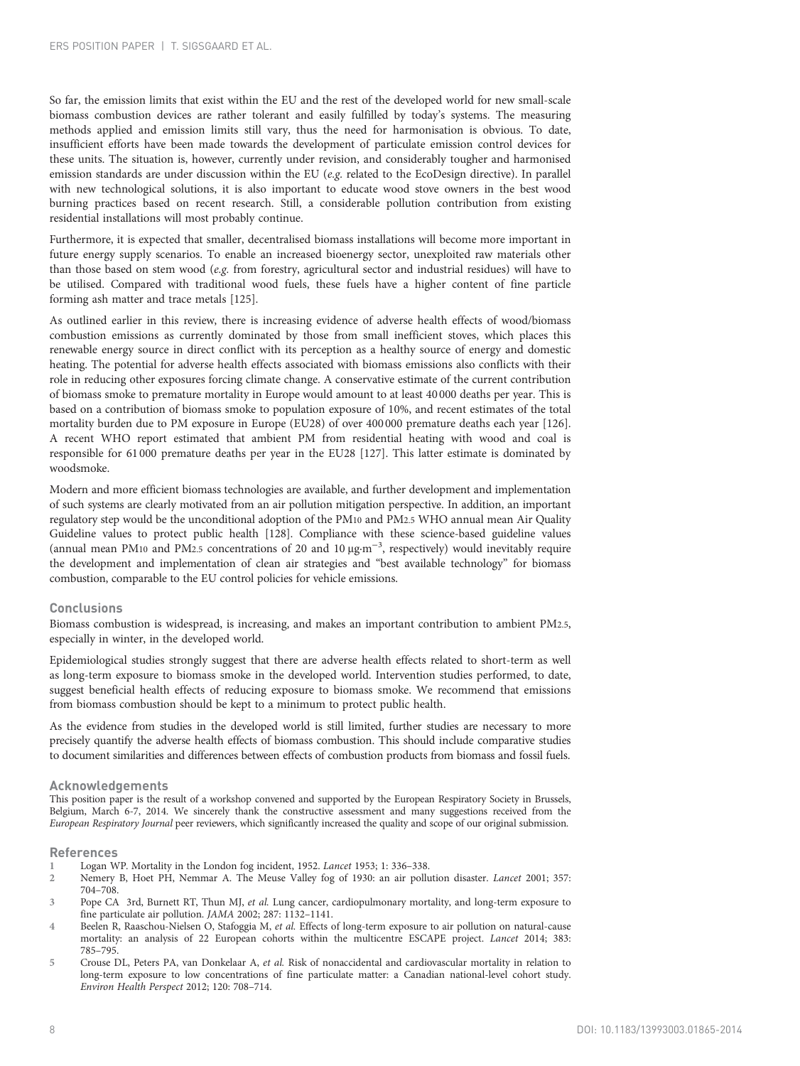So far, the emission limits that exist within the EU and the rest of the developed world for new small-scale biomass combustion devices are rather tolerant and easily fulfilled by today's systems. The measuring methods applied and emission limits still vary, thus the need for harmonisation is obvious. To date, insufficient efforts have been made towards the development of particulate emission control devices for these units. The situation is, however, currently under revision, and considerably tougher and harmonised emission standards are under discussion within the EU (*e.g.* related to the EcoDesign directive). In parallel with new technological solutions, it is also important to educate wood stove owners in the best wood burning practices based on recent research. Still, a considerable pollution contribution from existing residential installations will most probably continue.

Furthermore, it is expected that smaller, decentralised biomass installations will become more important in future energy supply scenarios. To enable an increased bioenergy sector, unexploited raw materials other than those based on stem wood (*e.g.* from forestry, agricultural sector and industrial residues) will have to be utilised. Compared with traditional wood fuels, these fuels have a higher content of fine particle forming ash matter and trace metals [125].

As outlined earlier in this review, there is increasing evidence of adverse health effects of wood/biomass combustion emissions as currently dominated by those from small inefficient stoves, which places this renewable energy source in direct conflict with its perception as a healthy source of energy and domestic heating. The potential for adverse health effects associated with biomass emissions also conflicts with their role in reducing other exposures forcing climate change. A conservative estimate of the current contribution of biomass smoke to premature mortality in Europe would amount to at least 40 000 deaths per year. This is based on a contribution of biomass smoke to population exposure of 10%, and recent estimates of the total mortality burden due to PM exposure in Europe (EU28) of over 400 000 premature deaths each year [126]. A recent WHO report estimated that ambient PM from residential heating with wood and coal is responsible for 61 000 premature deaths per year in the EU28 [127]. This latter estimate is dominated by woodsmoke.

Modern and more efficient biomass technologies are available, and further development and implementation of such systems are clearly motivated from an air pollution mitigation perspective. In addition, an important regulatory step would be the unconditional adoption of the $PM_{10}$ and $PM_{2.5}$ WHO annual mean Air Quality Guideline values to protect public health [128]. Compliance with these science-based guideline values (annual mean $PM_{10}$ and $PM_{2.5}$ concentrations of 20 and 10 $\mu g \cdot m^{-3}$, respectively) would inevitably require the development and implementation of clean air strategies and "best available technology" for biomass combustion, comparable to the EU control policies for vehicle emissions.

## Conclusions

Biomass combustion is widespread, is increasing, and makes an important contribution to ambient $PM_{2.5}$, especially in winter, in the developed world.

Epidemiological studies strongly suggest that there are adverse health effects related to short-term as well as long-term exposure to biomass smoke in the developed world. Intervention studies performed, to date, suggest beneficial health effects of reducing exposure to biomass smoke. We recommend that emissions from biomass combustion should be kept to a minimum to protect public health.

As the evidence from studies in the developed world is still limited, further studies are necessary to more precisely quantify the adverse health effects of biomass combustion. This should include comparative studies to document similarities and differences between effects of combustion products from biomass and fossil fuels.

## Acknowledgements

This position paper is the result of a workshop convened and supported by the European Respiratory Society in Brussels, Belgium, March 6-7, 2014. We sincerely thank the constructive assessment and many suggestions received from the *European Respiratory Journal* peer reviewers, which significantly increased the quality and scope of our original submission.

## References

1. Logan WP. Mortality in the London fog incident, 1952. *Lancet* 1953; 1: 336–338.
2. Nemery B, Hoet PH, Nemmar A. The Meuse Valley fog of 1930: an air pollution disaster. *Lancet* 2001; 357: 704–708.
3. Pope CA 3rd, Burnett RT, Thun MJ, *et al.* Lung cancer, cardiopulmonary mortality, and long-term exposure to fine particulate air pollution. *JAMA* 2002; 287: 1132–1141.
4. Beelen R, Raaschou-Nielsen O, Stafoggia M, *et al.* Effects of long-term exposure to air pollution on natural-cause mortality: an analysis of 22 European cohorts within the multicentre ESCAPE project. *Lancet* 2014; 383: 785–795.
5. Crouse DL, Peters PA, van Donkelaar A, *et al.* Risk of nonaccidental and cardiovascular mortality in relation to long-term exposure to low concentrations of fine particulate matter: a Canadian national-level cohort study. *Environ Health Perspect* 2012; 120: 708–714.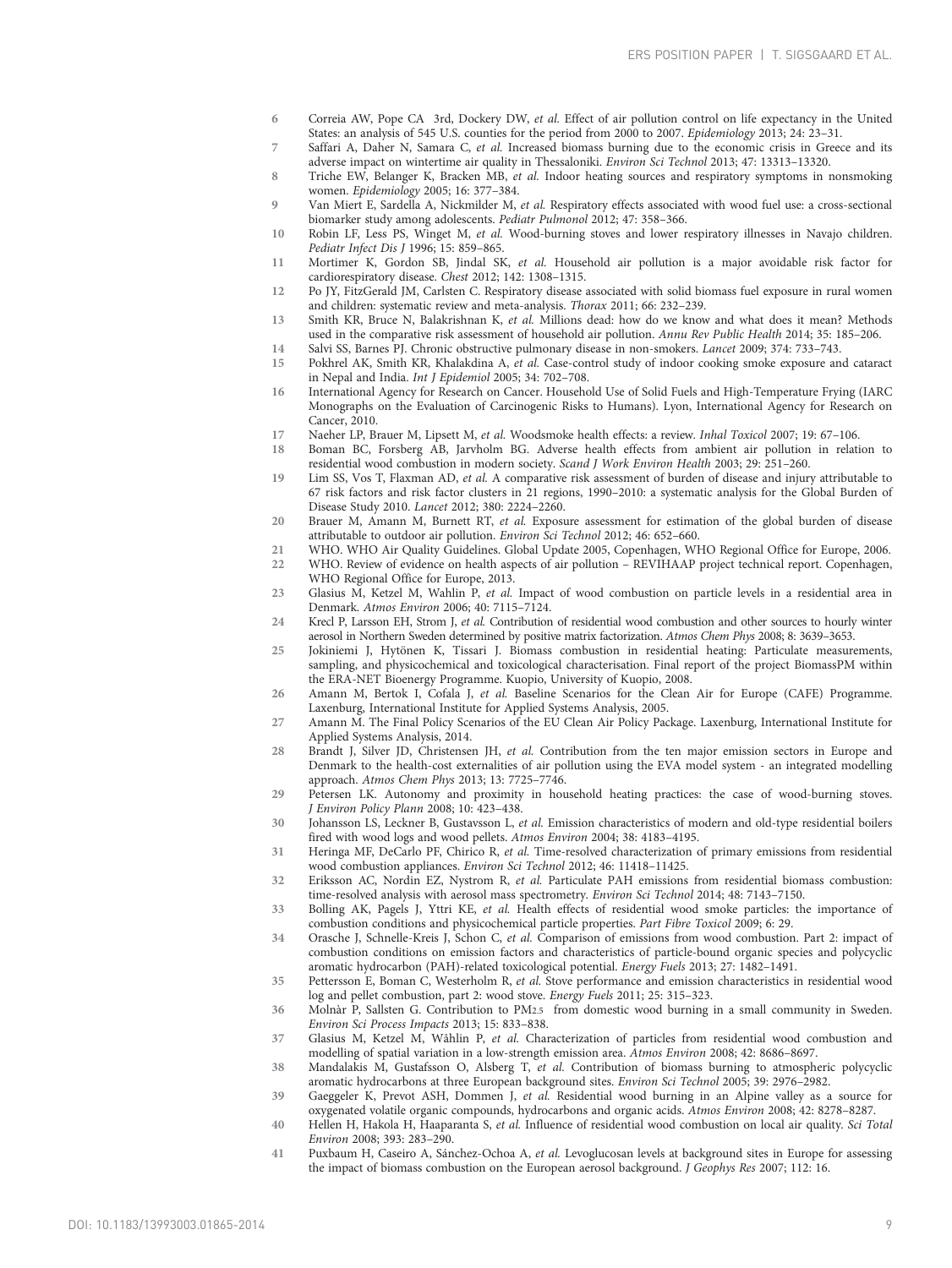6 Correia AW, Pope CA 3rd, Dockery DW, *et al.* Effect of air pollution control on life expectancy in the United States: an analysis of 545 U.S. counties for the period from 2000 to 2007. *Epidemiology* 2013; 24: 23–31.

7 Saffari A, Daher N, Samara C, *et al.* Increased biomass burning due to the economic crisis in Greece and its adverse impact on wintertime air quality in Thessaloniki. *Environ Sci Technol* 2013; 47: 13313–13320.

8 Triche EW, Belanger K, Bracken MB, *et al.* Indoor heating sources and respiratory symptoms in nonsmoking women. *Epidemiology* 2005; 16: 377–384.

9 Van Miert E, Sardella A, Nickmilder M, *et al.* Respiratory effects associated with wood fuel use: a cross-sectional biomarker study among adolescents. *Pediatr Pulmonol* 2012; 47: 358–366.

10 Robin LF, Less PS, Winget M, *et al.* Wood-burning stoves and lower respiratory illnesses in Navajo children. *Pediatr Infect Dis J* 1996; 15: 859–865.

11 Mortimer K, Gordon SB, Jindal SK, *et al.* Household air pollution is a major avoidable risk factor for cardiorespiratory disease. *Chest* 2012; 142: 1308–1315.

12 Po JY, FitzGerald JM, Carlsten C. Respiratory disease associated with solid biomass fuel exposure in rural women and children: systematic review and meta-analysis. *Thorax* 2011; 66: 232–239.

13 Smith KR, Bruce N, Balakrishnan K, *et al.* Millions dead: how do we know and what does it mean? Methods used in the comparative risk assessment of household air pollution. *Annu Rev Public Health* 2014; 35: 185–206.

14 Salvi SS, Barnes PJ. Chronic obstructive pulmonary disease in non-smokers. *Lancet* 2009; 374: 733–743.

15 Pokhrel AK, Smith KR, Khalakdina A, *et al.* Case-control study of indoor cooking smoke exposure and cataract in Nepal and India. *Int J Epidemiol* 2005; 34: 702–708.

16 International Agency for Research on Cancer. Household Use of Solid Fuels and High-Temperature Frying (IARC Monographs on the Evaluation of Carcinogenic Risks to Humans). Lyon, International Agency for Research on Cancer, 2010.

17 Naeher LP, Brauer M, Lipsett M, *et al.* Woodsmoke health effects: a review. *Inhal Toxicol* 2007; 19: 67–106.

18 Boman BC, Forsberg AB, Jarvholm BG. Adverse health effects from ambient air pollution in relation to residential wood combustion in modern society. *Scand J Work Environ Health* 2003; 29: 251–260.

19 Lim SS, Vos T, Flaxman AD, *et al.* A comparative risk assessment of burden of disease and injury attributable to 67 risk factors and risk factor clusters in 21 regions, 1990–2010: a systematic analysis for the Global Burden of Disease Study 2010. *Lancet* 2012; 380: 2224–2260.

20 Brauer M, Amann M, Burnett RT, *et al.* Exposure assessment for estimation of the global burden of disease attributable to outdoor air pollution. *Environ Sci Technol* 2012; 46: 652–660.

21 WHO. WHO Air Quality Guidelines. Global Update 2005, Copenhagen, WHO Regional Office for Europe, 2006.

22 WHO. Review of evidence on health aspects of air pollution – REVIHAAP project technical report. Copenhagen, WHO Regional Office for Europe, 2013.

23 Glasius M, Ketzel M, Wahlin P, *et al.* Impact of wood combustion on particle levels in a residential area in Denmark. *Atmos Environ* 2006; 40: 7115–7124.

24 Krecl P, Larsson EH, Strom J, *et al.* Contribution of residential wood combustion and other sources to hourly winter aerosol in Northern Sweden determined by positive matrix factorization. *Atmos Chem Phys* 2008; 8: 3639–3653.

25 Jokiniemi J, Hytönen K, Tissari J. Biomass combustion in residential heating: Particulate measurements, sampling, and physicochemical and toxicological characterisation. Final report of the project BiomassPM within the ERA-NET Bioenergy Programme. Kuopio, University of Kuopio, 2008.

26 Amann M, Bertok I, Cofala J, *et al.* Baseline Scenarios for the Clean Air for Europe (CAFE) Programme. Laxenburg, International Institute for Applied Systems Analysis, 2005.

27 Amann M. The Final Policy Scenarios of the EU Clean Air Policy Package. Laxenburg, International Institute for Applied Systems Analysis, 2014.

28 Brandt J, Silver JD, Christensen JH, *et al.* Contribution from the ten major emission sectors in Europe and Denmark to the health-cost externalities of air pollution using the EVA model system - an integrated modelling approach. *Atmos Chem Phys* 2013; 13: 7725–7746.

29 Petersen LK. Autonomy and proximity in household heating practices: the case of wood-burning stoves. *J Environ Policy Plann* 2008; 10: 423–438.

30 Johansson LS, Leckner B, Gustavsson L, *et al.* Emission characteristics of modern and old-type residential boilers fired with wood logs and wood pellets. *Atmos Environ* 2004; 38: 4183–4195.

31 Heringa MF, DeCarlo PF, Chirico R, *et al.* Time-resolved characterization of primary emissions from residential wood combustion appliances. *Environ Sci Technol* 2012; 46: 11418–11425.

32 Eriksson AC, Nordin EZ, Nystrom R, *et al.* Particulate PAH emissions from residential biomass combustion: time-resolved analysis with aerosol mass spectrometry. *Environ Sci Technol* 2014; 48: 7143–7150.

33 Bolling AK, Pagels J, Yttri KE, *et al.* Health effects of residential wood smoke particles: the importance of combustion conditions and physicochemical particle properties. *Part Fibre Toxicol* 2009; 6: 29.

34 Orasche J, Schnelle-Kreis J, Schon C, *et al.* Comparison of emissions from wood combustion. Part 2: impact of combustion conditions on emission factors and characteristics of particle-bound organic species and polycyclic aromatic hydrocarbon (PAH)-related toxicological potential. *Energy Fuels* 2013; 27: 1482–1491.

35 Pettersson E, Boman C, Westerholm R, *et al.* Stove performance and emission characteristics in residential wood log and pellet combustion, part 2: wood stove. *Energy Fuels* 2011; 25: 315–323.

36 Molnàr P, Sallsten G. Contribution to $PM_{2.5}$ from domestic wood burning in a small community in Sweden. *Environ Sci Process Impacts* 2013; 15: 833–838.

37 Glasius M, Ketzel M, Wåhlin P, *et al.* Characterization of particles from residential wood combustion and modelling of spatial variation in a low-strength emission area. *Atmos Environ* 2008; 42: 8686–8697.

38 Mandalakis M, Gustafsson O, Alsberg T, *et al.* Contribution of biomass burning to atmospheric polycyclic aromatic hydrocarbons at three European background sites. *Environ Sci Technol* 2005; 39: 2976–2982.

39 Gaeggeler K, Prevot ASH, Dommen J, *et al.* Residential wood burning in an Alpine valley as a source for oxygenated volatile organic compounds, hydrocarbons and organic acids. *Atmos Environ* 2008; 42: 8278–8287.

40 Hellen H, Hakola H, Haaparanta S, *et al.* Influence of residential wood combustion on local air quality. *Sci Total Environ* 2008; 393: 283–290.

41 Puxbaum H, Caseiro A, Sánchez-Ochoa A, *et al.* Levoglucosan levels at background sites in Europe for assessing the impact of biomass combustion on the European aerosol background. *J Geophys Res* 2007; 112: 16.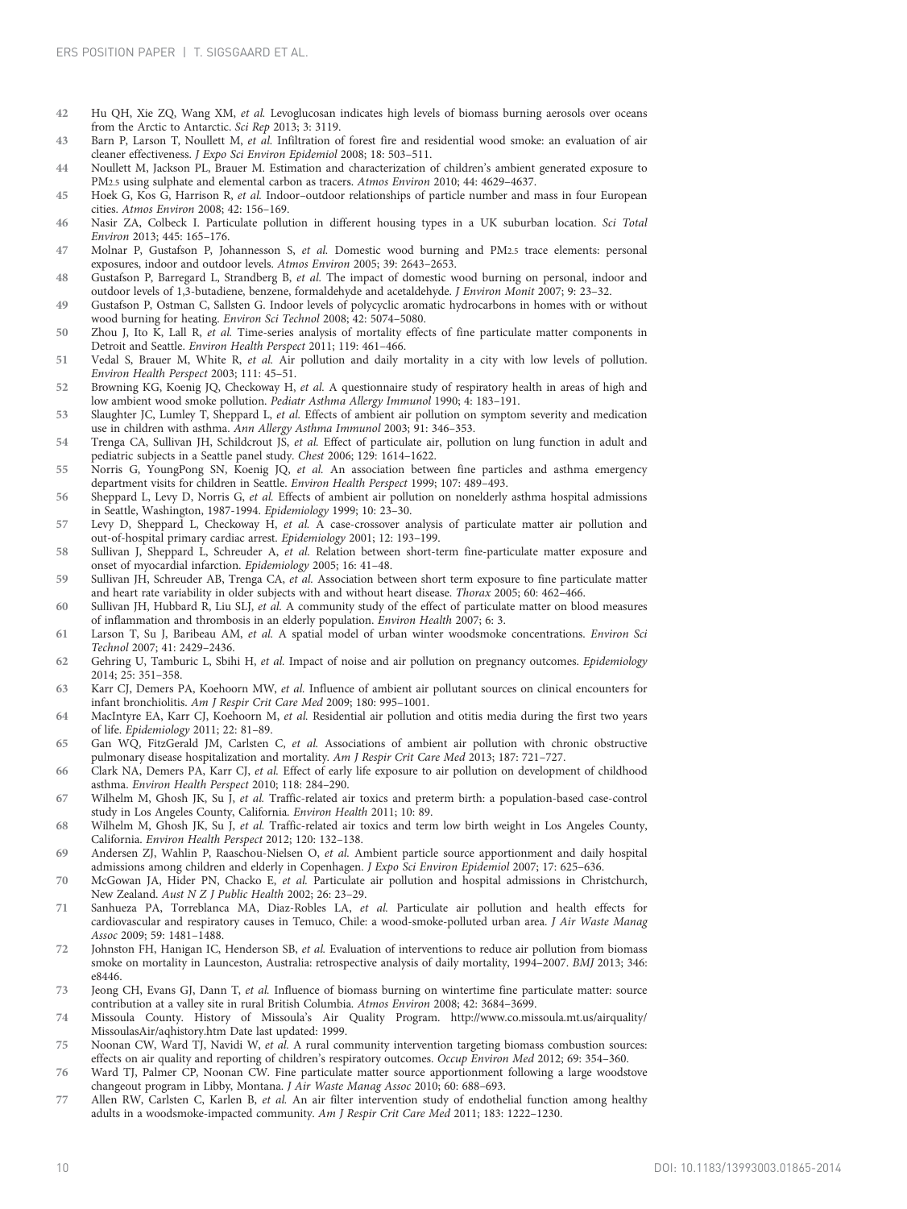42 Hu QH, Xie ZQ, Wang XM, *et al.* Levoglucosan indicates high levels of biomass burning aerosols over oceans from the Arctic to Antarctic. *Sci Rep* 2013; 3: 3119.

43 Barn P, Larson T, Noullett M, *et al.* Infiltration of forest fire and residential wood smoke: an evaluation of air cleaner effectiveness. *J Expo Sci Environ Epidemiol* 2008; 18: 503–511.

44 Noullett M, Jackson PL, Brauer M. Estimation and characterization of children's ambient generated exposure to $PM_{2.5}$ using sulphate and elemental carbon as tracers. *Atmos Environ* 2010; 44: 4629–4637.

45 Hoek G, Kos G, Harrison R, *et al.* Indoor–outdoor relationships of particle number and mass in four European cities. *Atmos Environ* 2008; 42: 156–169.

46 Nasir ZA, Colbeck I. Particulate pollution in different housing types in a UK suburban location. *Sci Total Environ* 2013; 445: 165–176.

47 Molnar P, Gustafson P, Johannesson S, *et al.* Domestic wood burning and $PM_{2.5}$ trace elements: personal exposures, indoor and outdoor levels. *Atmos Environ* 2005; 39: 2643–2653.

48 Gustafson P, Barregard L, Strandberg B, *et al.* The impact of domestic wood burning on personal, indoor and outdoor levels of 1,3-butadiene, benzene, formaldehyde and acetaldehyde. *J Environ Monit* 2007; 9: 23–32.

49 Gustafson P, Ostman C, Sallsten G. Indoor levels of polycyclic aromatic hydrocarbons in homes with or without wood burning for heating. *Environ Sci Technol* 2008; 42: 5074–5080.

50 Zhou J, Ito K, Lall R, *et al.* Time-series analysis of mortality effects of fine particulate matter components in Detroit and Seattle. *Environ Health Perspect* 2011; 119: 461–466.

51 Vedal S, Brauer M, White R, *et al.* Air pollution and daily mortality in a city with low levels of pollution. *Environ Health Perspect* 2003; 111: 45–51.

52 Browning KG, Koenig JQ, Checkoway H, *et al.* A questionnaire study of respiratory health in areas of high and low ambient wood smoke pollution. *Pediatr Asthma Allergy Immunol* 1990; 4: 183–191.

53 Slaughter JC, Lumley T, Sheppard L, *et al.* Effects of ambient air pollution on symptom severity and medication use in children with asthma. *Ann Allergy Asthma Immunol* 2003; 91: 346–353.

54 Trenga CA, Sullivan JH, Schildcrout JS, *et al.* Effect of particulate air, pollution on lung function in adult and pediatric subjects in a Seattle panel study. *Chest* 2006; 129: 1614–1622.

55 Norris G, YoungPong SN, Koenig JQ, *et al.* An association between fine particles and asthma emergency department visits for children in Seattle. *Environ Health Perspect* 1999; 107: 489–493.

56 Sheppard L, Levy D, Norris G, *et al.* Effects of ambient air pollution on nonelderly asthma hospital admissions in Seattle, Washington, 1987-1994. *Epidemiology* 1999; 10: 23–30.

57 Levy D, Sheppard L, Checkoway H, *et al.* A case-crossover analysis of particulate matter air pollution and out-of-hospital primary cardiac arrest. *Epidemiology* 2001; 12: 193–199.

58 Sullivan J, Sheppard L, Schreuder A, *et al.* Relation between short-term fine-particulate matter exposure and onset of myocardial infarction. *Epidemiology* 2005; 16: 41–48.

59 Sullivan JH, Schreuder AB, Trenga CA, *et al.* Association between short term exposure to fine particulate matter and heart rate variability in older subjects with and without heart disease. *Thorax* 2005; 60: 462–466.

60 Sullivan JH, Hubbard R, Liu SLJ, *et al.* A community study of the effect of particulate matter on blood measures of inflammation and thrombosis in an elderly population. *Environ Health* 2007; 6: 3.

61 Larson T, Su J, Baribeau AM, *et al.* A spatial model of urban winter woodsmoke concentrations. *Environ Sci Technol* 2007; 41: 2429–2436.

62 Gehring U, Tamburic L, Sbihi H, *et al.* Impact of noise and air pollution on pregnancy outcomes. *Epidemiology* 2014; 25: 351–358.

63 Karr CJ, Demers PA, Koehoorn MW, *et al.* Influence of ambient air pollutant sources on clinical encounters for infant bronchiolitis. *Am J Respir Crit Care Med* 2009; 180: 995–1001.

64 MacIntyre EA, Karr CJ, Koehoorn M, *et al.* Residential air pollution and otitis media during the first two years of life. *Epidemiology* 2011; 22: 81–89.

65 Gan WQ, FitzGerald JM, Carlsten C, *et al.* Associations of ambient air pollution with chronic obstructive pulmonary disease hospitalization and mortality. *Am J Respir Crit Care Med* 2013; 187: 721–727.

66 Clark NA, Demers PA, Karr CJ, *et al.* Effect of early life exposure to air pollution on development of childhood asthma. *Environ Health Perspect* 2010; 118: 284–290.

67 Wilhelm M, Ghosh JK, Su J, *et al.* Traffic-related air toxics and preterm birth: a population-based case-control study in Los Angeles County, California. *Environ Health* 2011; 10: 89.

68 Wilhelm M, Ghosh JK, Su J, *et al.* Traffic-related air toxics and term low birth weight in Los Angeles County, California. *Environ Health Perspect* 2012; 120: 132–138.

69 Andersen ZJ, Wahlin P, Raaschou-Nielsen O, *et al.* Ambient particle source apportionment and daily hospital admissions among children and elderly in Copenhagen. *J Expo Sci Environ Epidemiol* 2007; 17: 625–636.

70 McGowan JA, Hider PN, Chacko E, *et al.* Particulate air pollution and hospital admissions in Christchurch, New Zealand. *Aust N Z J Public Health* 2002; 26: 23–29.

71 Sanhueza PA, Torreblanca MA, Diaz-Robles LA, *et al.* Particulate air pollution and health effects for cardiovascular and respiratory causes in Temuco, Chile: a wood-smoke-polluted urban area. *J Air Waste Manag Assoc* 2009; 59: 1481–1488.

72 Johnston FH, Hanigan IC, Henderson SB, *et al.* Evaluation of interventions to reduce air pollution from biomass smoke on mortality in Launceston, Australia: retrospective analysis of daily mortality, 1994–2007. *BMJ* 2013; 346: e8446.

73 Jeong CH, Evans GJ, Dann T, *et al.* Influence of biomass burning on wintertime fine particulate matter: source contribution at a valley site in rural British Columbia. *Atmos Environ* 2008; 42: 3684–3699.

74 Missoula County. History of Missoula's Air Quality Program. http://www.co.missoula.mt.us/airquality/MissoulasAir/aqhistory.htm Date last updated: 1999.

75 Noonan CW, Ward TJ, Navidi W, *et al.* A rural community intervention targeting biomass combustion sources: effects on air quality and reporting of children's respiratory outcomes. *Occup Environ Med* 2012; 69: 354–360.

76 Ward TJ, Palmer CP, Noonan CW. Fine particulate matter source apportionment following a large woodstove changeout program in Libby, Montana. *J Air Waste Manag Assoc* 2010; 60: 688–693.

77 Allen RW, Carlsten C, Karlen B, *et al.* An air filter intervention study of endothelial function among healthy adults in a woodsmoke-impacted community. *Am J Respir Crit Care Med* 2011; 183: 1222–1230.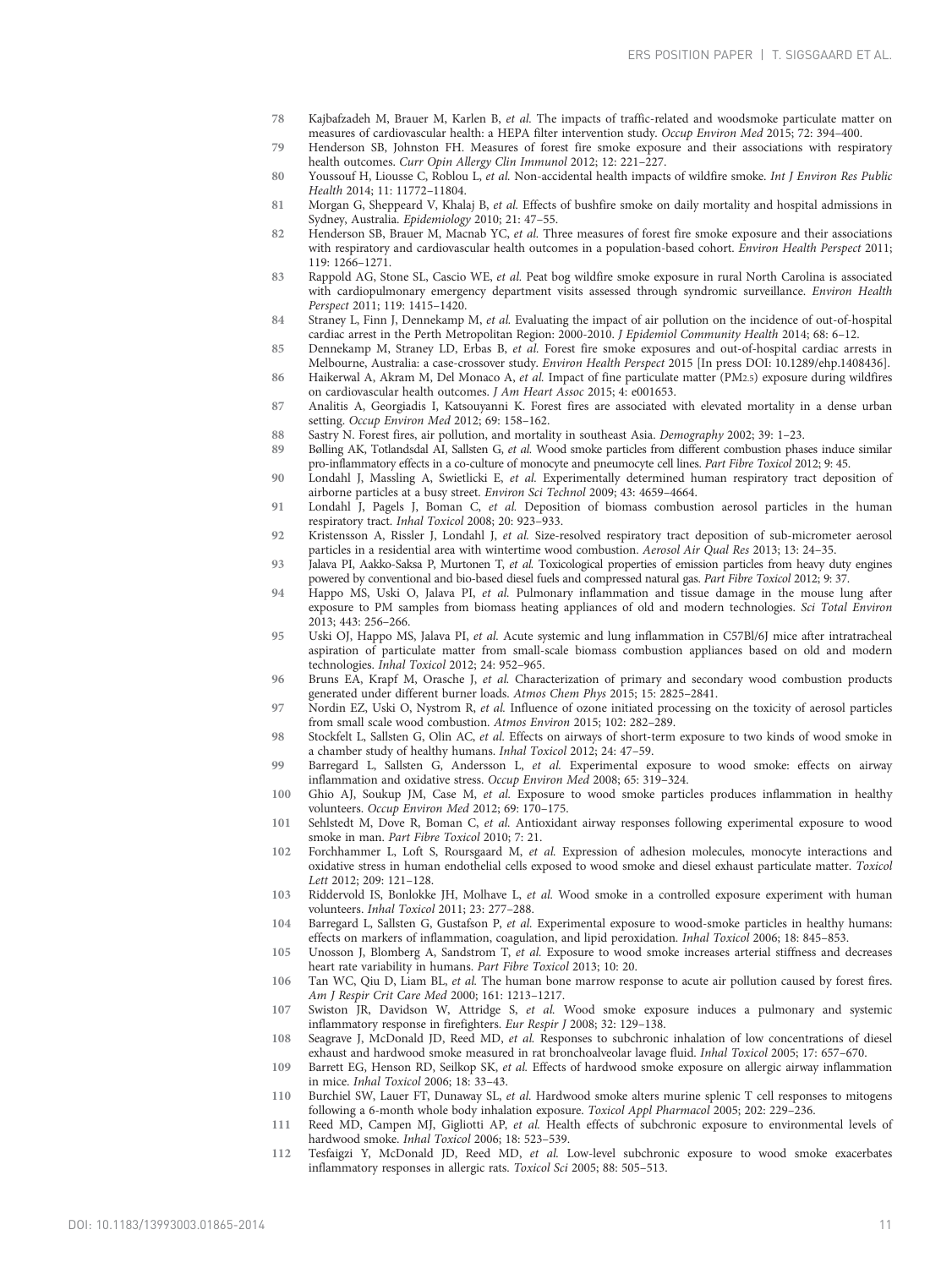78 Kajbafzadeh M, Brauer M, Karlen B, *et al.* The impacts of traffic-related and woodsmoke particulate matter on measures of cardiovascular health: a HEPA filter intervention study. *Occup Environ Med* 2015; 72: 394–400.

79 Henderson SB, Johnston FH. Measures of forest fire smoke exposure and their associations with respiratory health outcomes. *Curr Opin Allergy Clin Immunol* 2012; 12: 221–227.

80 Youssouf H, Liousse C, Roblou L, *et al.* Non-accidental health impacts of wildfire smoke. *Int J Environ Res Public Health* 2014; 11: 11772–11804.

81 Morgan G, Sheppeard V, Khalaj B, *et al.* Effects of bushfire smoke on daily mortality and hospital admissions in Sydney, Australia. *Epidemiology* 2010; 21: 47–55.

82 Henderson SB, Brauer M, Macnab YC, *et al.* Three measures of forest fire smoke exposure and their associations with respiratory and cardiovascular health outcomes in a population-based cohort. *Environ Health Perspect* 2011; 119: 1266–1271.

83 Rappold AG, Stone SL, Cascio WE, *et al.* Peat bog wildfire smoke exposure in rural North Carolina is associated with cardiopulmonary emergency department visits assessed through syndromic surveillance. *Environ Health Perspect* 2011; 119: 1415–1420.

84 Straney L, Finn J, Dennekamp M, *et al.* Evaluating the impact of air pollution on the incidence of out-of-hospital cardiac arrest in the Perth Metropolitan Region: 2000-2010. *J Epidemiol Community Health* 2014; 68: 6–12.

85 Dennekamp M, Straney LD, Erbas B, *et al.* Forest fire smoke exposures and out-of-hospital cardiac arrests in Melbourne, Australia: a case-crossover study. *Environ Health Perspect* 2015 [In press DOI: 10.1289/ehp.1408436].

86 Haikerwal A, Akram M, Del Monaco A, *et al.* Impact of fine particulate matter ($PM_{2.5}$) exposure during wildfires on cardiovascular health outcomes. *J Am Heart Assoc* 2015; 4: e001653.

87 Analitis A, Georgiadis I, Katsouyanni K. Forest fires are associated with elevated mortality in a dense urban setting. *Occup Environ Med* 2012; 69: 158–162.

88 Sastry N. Forest fires, air pollution, and mortality in southeast Asia. *Demography* 2002; 39: 1–23.

89 Bølling AK, Totlandsdal AI, Sallsten G, *et al.* Wood smoke particles from different combustion phases induce similar pro-inflammatory effects in a co-culture of monocyte and pneumocyte cell lines. *Part Fibre Toxicol* 2012; 9: 45.

90 Londahl J, Massling A, Swietlicki E, *et al.* Experimentally determined human respiratory tract deposition of airborne particles at a busy street. *Environ Sci Technol* 2009; 43: 4659–4664.

91 Londahl J, Pagels J, Boman C, *et al.* Deposition of biomass combustion aerosol particles in the human respiratory tract. *Inhal Toxicol* 2008; 20: 923–933.

92 Kristensson A, Rissler J, Londahl J, *et al.* Size-resolved respiratory tract deposition of sub-micrometer aerosol particles in a residential area with wintertime wood combustion. *Aerosol Air Qual Res* 2013; 13: 24–35.

93 Jalava PI, Aakko-Saksa P, Murtonen T, *et al.* Toxicological properties of emission particles from heavy duty engines powered by conventional and bio-based diesel fuels and compressed natural gas. *Part Fibre Toxicol* 2012; 9: 37.

94 Happo MS, Uski O, Jalava PI, *et al.* Pulmonary inflammation and tissue damage in the mouse lung after exposure to PM samples from biomass heating appliances of old and modern technologies. *Sci Total Environ* 2013; 443: 256–266.

95 Uski OJ, Happo MS, Jalava PI, *et al.* Acute systemic and lung inflammation in C57Bl/6J mice after intratracheal aspiration of particulate matter from small-scale biomass combustion appliances based on old and modern technologies. *Inhal Toxicol* 2012; 24: 952–965.

96 Bruns EA, Krapf M, Orasche J, *et al.* Characterization of primary and secondary wood combustion products generated under different burner loads. *Atmos Chem Phys* 2015; 15: 2825–2841.

97 Nordin EZ, Uski O, Nystrom R, *et al.* Influence of ozone initiated processing on the toxicity of aerosol particles from small scale wood combustion. *Atmos Environ* 2015; 102: 282–289.

98 Stockfelt L, Sallsten G, Olin AC, *et al.* Effects on airways of short-term exposure to two kinds of wood smoke in a chamber study of healthy humans. *Inhal Toxicol* 2012; 24: 47–59.

99 Barregard L, Sallsten G, Andersson L, *et al.* Experimental exposure to wood smoke: effects on airway inflammation and oxidative stress. *Occup Environ Med* 2008; 65: 319–324.

100 Ghio AJ, Soukup JM, Case M, *et al.* Exposure to wood smoke particles produces inflammation in healthy volunteers. *Occup Environ Med* 2012; 69: 170–175.

101 Sehlstedt M, Dove R, Boman C, *et al.* Antioxidant airway responses following experimental exposure to wood smoke in man. *Part Fibre Toxicol* 2010; 7: 21.

102 Forchhammer L, Loft S, Roursgaard M, *et al.* Expression of adhesion molecules, monocyte interactions and oxidative stress in human endothelial cells exposed to wood smoke and diesel exhaust particulate matter. *Toxicol Lett* 2012; 209: 121–128.

103 Riddervold IS, Bonlokke JH, Molhave L, *et al.* Wood smoke in a controlled exposure experiment with human volunteers. *Inhal Toxicol* 2011; 23: 277–288.

104 Barregard L, Sallsten G, Gustafson P, *et al.* Experimental exposure to wood-smoke particles in healthy humans: effects on markers of inflammation, coagulation, and lipid peroxidation. *Inhal Toxicol* 2006; 18: 845–853.

105 Unosson J, Blomberg A, Sandstrom T, *et al.* Exposure to wood smoke increases arterial stiffness and decreases heart rate variability in humans. *Part Fibre Toxicol* 2013; 10: 20.

106 Tan WC, Qiu D, Liam BL, *et al.* The human bone marrow response to acute air pollution caused by forest fires. *Am J Respir Crit Care Med* 2000; 161: 1213–1217.

107 Swiston JR, Davidson W, Attridge S, *et al.* Wood smoke exposure induces a pulmonary and systemic inflammatory response in firefighters. *Eur Respir J* 2008; 32: 129–138.

108 Seagrave J, McDonald JD, Reed MD, *et al.* Responses to subchronic inhalation of low concentrations of diesel exhaust and hardwood smoke measured in rat bronchoalveolar lavage fluid. *Inhal Toxicol* 2005; 17: 657–670.

109 Barrett EG, Henson RD, Seilkop SK, *et al.* Effects of hardwood smoke exposure on allergic airway inflammation in mice. *Inhal Toxicol* 2006; 18: 33–43.

110 Burchiel SW, Lauer FT, Dunaway SL, *et al.* Hardwood smoke alters murine splenic T cell responses to mitogens following a 6-month whole body inhalation exposure. *Toxicol Appl Pharmacol* 2005; 202: 229–236.

111 Reed MD, Campen MJ, Gigliotti AP, *et al.* Health effects of subchronic exposure to environmental levels of hardwood smoke. *Inhal Toxicol* 2006; 18: 523–539.

112 Tesfaigzi Y, McDonald JD, Reed MD, *et al.* Low-level subchronic exposure to wood smoke exacerbates inflammatory responses in allergic rats. *Toxicol Sci* 2005; 88: 505–513.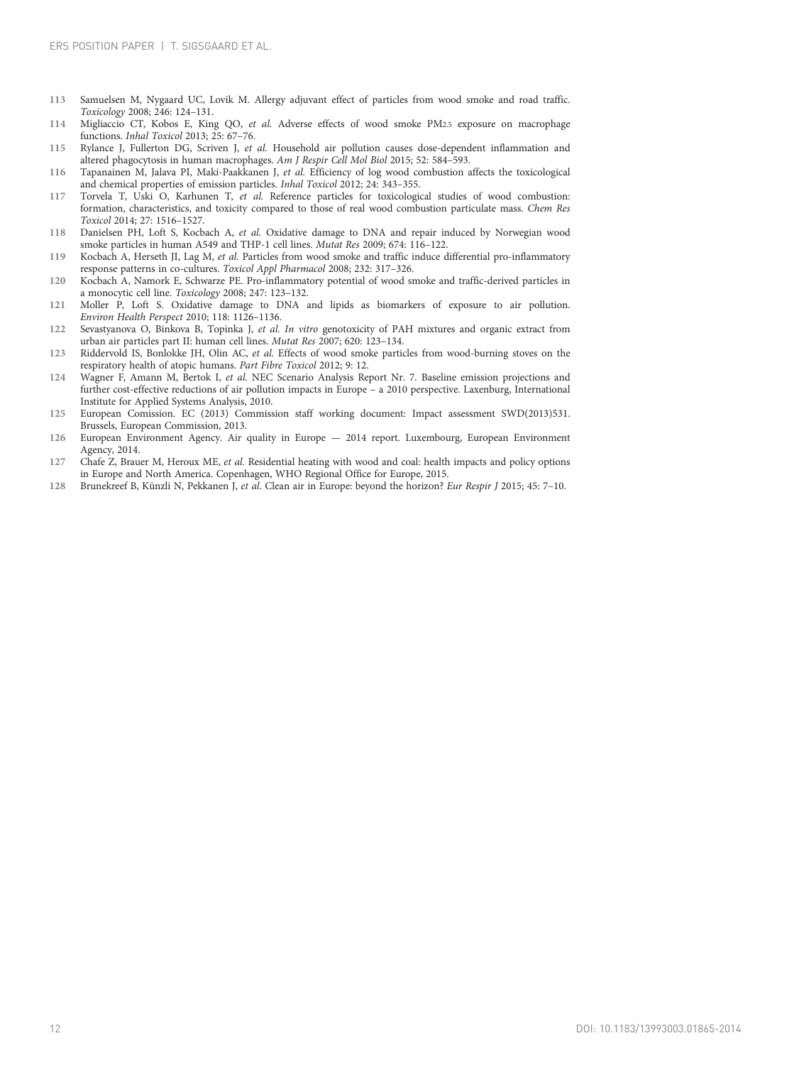113 Samuelsen M, Nygaard UC, Lovik M. Allergy adjuvant effect of particles from wood smoke and road traffic. *Toxicology* 2008; 246: 124–131.

114 Migliaccio CT, Kobos E, King QO, *et al.* Adverse effects of wood smoke $PM_{2.5}$ exposure on macrophage functions. *Inhal Toxicol* 2013; 25: 67–76.

115 Rylance J, Fullerton DG, Scriven J, *et al.* Household air pollution causes dose-dependent inflammation and altered phagocytosis in human macrophages. *Am J Respir Cell Mol Biol* 2015; 52: 584–593.

116 Tapanainen M, Jalava PI, Maki-Paakkanen J, *et al.* Efficiency of log wood combustion affects the toxicological and chemical properties of emission particles. *Inhal Toxicol* 2012; 24: 343–355.

117 Torvela T, Uski O, Karhunen T, *et al.* Reference particles for toxicological studies of wood combustion: formation, characteristics, and toxicity compared to those of real wood combustion particulate mass. *Chem Res Toxicol* 2014; 27: 1516–1527.

118 Danielsen PH, Loft S, Kocbach A, *et al.* Oxidative damage to DNA and repair induced by Norwegian wood smoke particles in human A549 and THP-1 cell lines. *Mutat Res* 2009; 674: 116–122.

119 Kocbach A, Herseth JI, Lag M, *et al.* Particles from wood smoke and traffic induce differential pro-inflammatory response patterns in co-cultures. *Toxicol Appl Pharmacol* 2008; 232: 317–326.

120 Kocbach A, Namork E, Schwarze PE. Pro-inflammatory potential of wood smoke and traffic-derived particles in a monocytic cell line. *Toxicology* 2008; 247: 123–132.

121 Moller P, Loft S. Oxidative damage to DNA and lipids as biomarkers of exposure to air pollution. *Environ Health Perspect* 2010; 118: 1126–1136.

122 Sevastyanova O, Binkova B, Topinka J, *et al. In vitro* genotoxicity of PAH mixtures and organic extract from urban air particles part II: human cell lines. *Mutat Res* 2007; 620: 123–134.

123 Riddervold IS, Bonlokke JH, Olin AC, *et al.* Effects of wood smoke particles from wood-burning stoves on the respiratory health of atopic humans. *Part Fibre Toxicol* 2012; 9: 12.

124 Wagner F, Amann M, Bertok I, *et al.* NEC Scenario Analysis Report Nr. 7. Baseline emission projections and further cost-effective reductions of air pollution impacts in Europe – a 2010 perspective. Laxenburg, International Institute for Applied Systems Analysis, 2010.

125 European Comission. EC (2013) Commission staff working document: Impact assessment SWD(2013)531. Brussels, European Commission, 2013.

126 European Environment Agency. Air quality in Europe — 2014 report. Luxembourg, European Environment Agency, 2014.

127 Chafe Z, Brauer M, Heroux ME, *et al.* Residential heating with wood and coal: health impacts and policy options in Europe and North America. Copenhagen, WHO Regional Office for Europe, 2015.

128 Brunekreef B, Künzli N, Pekkanen J, *et al.* Clean air in Europe: beyond the horizon? *Eur Respir J* 2015; 45: 7–10.